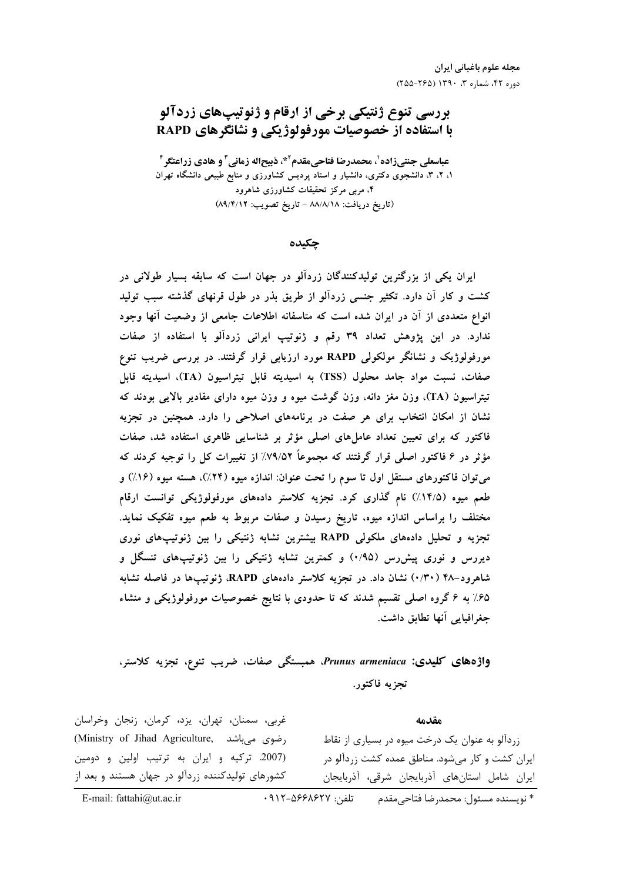# بررسی تنوع ژنتیکی برخی از ارقام و ژنوتیپ‌های زردآلو با استفاده از خصوصیات مورفولوژیکی و نشانگرهای RAPD

**عباسعلی جنتی‌زاده[1]، محمدرضا فتاحی‌مقدم[2]*، ذبیح‌اله زمانی[3] و هادی زراعتگر[4]**

۱، ۲، ۳، دانشجوی دکتری، دانشیار و استاد پردیس کشاورزی و منابع طبیعی دانشگاه تهران
۴، مربی مرکز تحقیقات کشاورزی شاهرود
(تاریخ دریافت: ۸۸/۸/۱۸ - تاریخ تصویب: ۸۹/۴/۱۲)

## چکیده

ایران یکی از بزرگترین تولیدکنندگان زردآلو در جهان است که سابقه بسیار طولانی در کشت و کار آن دارد. تکثیر جنسی زردآلو از طریق بذر در طول قرنهای گذشته سبب تولید انواع متعددی از آن در ایران شده است که متاسفانه اطلاعات جامعی از وضعیت آنها وجود ندارد. در این پژوهش تعداد ۳۹ رقم و ژنوتیپ ایرانی زردآلو با استفاده از صفات مورفولوژیک و نشانگر مولکولی RAPD مورد ارزیابی قرار گرفتند. در بررسی ضریب تنوع صفات، نسبت مواد جامد محلول (TSS) به اسیدیته قابل تیتراسیون (TA)، اسیدیته قابل تیتراسیون (TA)، وزن مغز دانه، وزن گوشت میوه و وزن میوه دارای مقادیر بالایی بودند که نشان از امکان انتخاب برای هر صفت در برنامه‌های اصلاحی را دارد. همچنین در تجزیه فاکتور که برای تعیین تعداد عامل‌های اصلی مؤثر بر شناسایی ظاهری استفاده شد، صفات مؤثر در ۶ فاکتور اصلی قرار گرفتند که مجموعاً ۷۹/۵۲٪ از تغییرات کل را توجیه کردند که می‌توان فاکتورهای مستقل اول تا سوم را تحت عنوان: اندازه میوه (۲۴٪)، هسته میوه (۱۶٪) و طعم میوه (۱۴/۵٪) نام گذاری کرد. تجزیه کلاستر داده‌های مورفولوژیکی توانست ارقام مختلف را براساس اندازه میوه، تاریخ رسیدن و صفات مربوط به طعم میوه تفکیک نماید. تجزیه و تحلیل داده‌های ملکولی RAPD بیشترین تشابه ژنتیکی را بین ژنوتیپ‌های نوری دیررس و نوری پیش‌رس (۰/۹۵) و کمترین تشابه ژنتیکی را بین ژنوتیپ‌های تنسگل و شاهرود-۴۸ (۰/۳۰) نشان داد. در تجزیه کلاستر داده‌های RAPD، ژنوتیپ‌ها در فاصله تشابه ۶۵٪ به ۶ گروه اصلی تقسیم شدند که تا حدودی با نتایج خصوصیات مورفولوژیکی و منشاء جغرافیایی آنها تطابق داشت.

**واژه‌های کلیدی:** *Prunus armeniaca*، همبستگی صفات، ضریب تنوع، تجزیه کلاستر، تجزیه فاکتور.

## مقدمه

زردآلو به عنوان یک درخت میوه در بسیاری از نقاط ایران کشت و کار می‌شود. مناطق عمده کشت زردآلو در ایران شامل استان‌های آذربایجان شرقی، آذربایجان غربی، سمنان، تهران، یزد، کرمان، زنجان وخراسان رضوی می‌باشد (Ministry of Jihad Agriculture, 2007). ترکیه و ایران به ترتیب اولین و دومین کشورهای تولیدکننده زردآلو در جهان هستند و بعد از

\* نویسنده مسئول: محمدرضا فتاحی‌مقدم     تلفن: ۰۹۱۲-۵۶۶۸۶۲۷     E-mail: fattahi@ut.ac.ir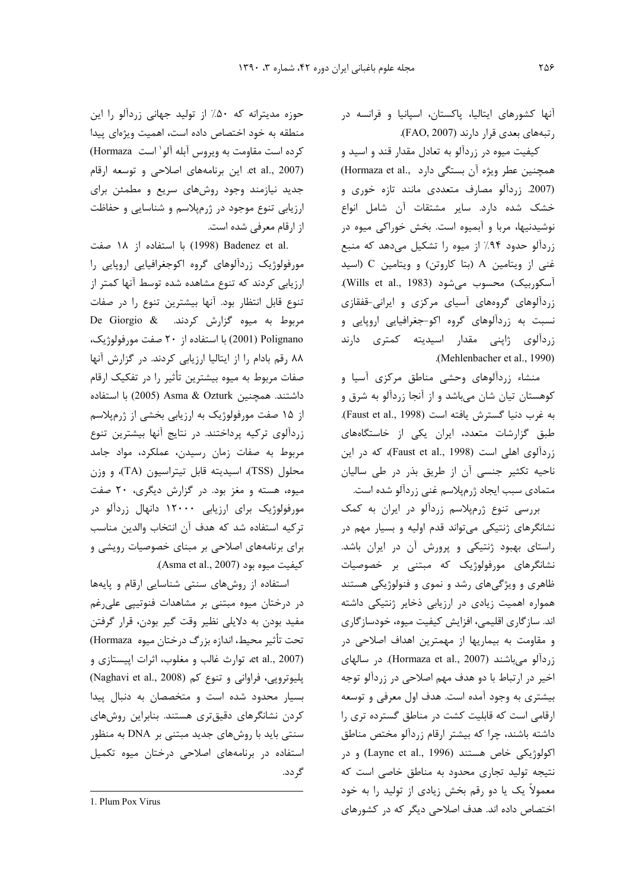آنها کشورهای ایتالیا، پاکستان، اسپانیا و فرانسه در رتبه‌های بعدی قرار دارند (FAO, 2007).

کیفیت میوه در زردآلو به تعادل مقدار قند و اسید و همچنین عطر ویژه آن بستگی دارد (Hormaza et al., 2007). زردآلو مصارف متعددی مانند تازه خوری و خشک شده دارد. سایر مشتقات آن شامل انواع نوشیدنیها، مربا و آبمیوه است. بخش خوراکی میوه در زردآلو حدود ۹۴٪ از میوه را تشکیل می‌دهد که منبع غنی از ویتامین A (بتا کاروتن) و ویتامین C (اسید آسکوربیک) محسوب می‌شود (Wills et al., 1983). زردآلوهای گروه‌های آسیای مرکزی و ایرانی-قفقازی نسبت به زردآلوهای گروه اکو-جغرافیایی اروپایی و زردآلوی ژاپنی مقدار اسیدیته کمتری دارند (Mehlenbacher et al., 1990).

منشاء زردآلوهای وحشی مناطق مرکزی آسیا و کوهستان تیان شان می‌باشد و از آنجا زردآلو به شرق و به غرب دنیا گسترش یافته است (Faust et al., 1998). طبق گزارشات متعدد، ایران یکی از خاستگاه‌های زردآلوی اهلی است (Faust et al., 1998)، که در این ناحیه تکثیر جنسی آن از طریق بذر در طی سالیان متمادی سبب ایجاد ژرم‌پلاسم غنی زردآلو شده است.

بررسی تنوع ژرم‌پلاسم زردآلو در ایران به کمک نشانگرهای ژنتیکی می‌تواند قدم اولیه و بسیار مهم در راستای بهبود ژنتیکی و پرورش آن در ایران باشد. نشانگرهای مورفولوژیک که مبتنی بر خصوصیات ظاهری و ویژگی‌های رشد و نموی و فنولوژیکی هستند همواره اهمیت زیادی در ارزیابی ذخایر ژنتیکی داشته اند. سازگاری اقلیمی، افزایش کیفیت میوه، خودسازگاری و مقاومت به بیماریها از مهمترین اهداف اصلاحی در زردآلو می‌باشند (Hormaza et al., 2007). در سالهای اخیر در ارتباط با دو هدف مهم اصلاحی در زردآلو توجه بیشتری به وجود آمده است. هدف اول معرفی و توسعه ارقامی است که قابلیت کشت در مناطق گسترده تری را داشته باشند، چرا که بیشتر ارقام زردآلو مختص مناطق اکولوژیکی خاص هستند (Layne et al., 1996) و در نتیجه تولید تجاری محدود به مناطق خاصی است که معمولاً یک یا دو رقم بخش زیادی از تولید را به خود اختصاص داده اند. هدف اصلاحی دیگر که در کشورهای حوزه مدیترانه که ۵۰٪ از تولید جهانی زردآلو را این منطقه به خود اختصاص داده است، اهمیت ویژه‌ای پیدا کرده است مقاومت به ویروس آبله آلو[1] است (Hormaza et al., 2007). این برنامه‌های اصلاحی و توسعه ارقام جدید نیازمند وجود روش‌های سریع و مطمئن برای ارزیابی تنوع موجود در ژرم‌پلاسم و شناسایی و حفاظت از ارقام معرفی شده است.

Badenez et al. (1998) با استفاده از ۱۸ صفت مورفولوژیک زردآلوهای گروه اکوجغرافیایی اروپایی را ارزیابی کردند که تنوع مشاهده شده توسط آنها کمتر از تنوع قابل انتظار بود. آنها بیشترین تنوع را در صفات مربوط به میوه گزارش کردند. De Giorgio & Polignano (2001) با استفاده از ۲۰ صفت مورفولوژیک، ۸۸ رقم بادام را از ایتالیا ارزیابی کردند. در گزارش آنها صفات مربوط به میوه بیشترین تأثیر را در تفکیک ارقام داشتند. همچنین Asma & Ozturk (2005) با استفاده از ۱۵ صفت مورفولوژیک به ارزیابی بخشی از ژرم‌پلاسم زردآلوی ترکیه پرداختند. در نتایج آنها بیشترین تنوع مربوط به صفات زمان رسیدن، عملکرد، مواد جامد محلول (TSS)، اسیدیته قابل تیتراسیون (TA)، و وزن میوه، هسته و مغز بود. در گزارش دیگری، ۲۰ صفت مورفولوژیک برای ارزیابی ۱۲۰۰۰ دانهال زردآلو در ترکیه استفاده شد که هدف آن انتخاب والدین مناسب برای برنامه‌های اصلاحی بر مبنای خصوصیات رویشی و کیفیت میوه بود (Asma et al., 2007).

استفاده از روش‌های سنتی شناسایی ارقام و پایه‌ها در درختان میوه مبتنی بر مشاهدات فنوتیپی علی‌رغم مفید بودن به دلایلی نظیر وقت گیر بودن، قرار گرفتن تحت تأثیر محیط، اندازه بزرگ درختان میوه (Hormaza et al., 2007)، توارث غالب و مغلوب، اثرات اپیستازی و پلیوتروپی، فراوانی و تنوع کم (Naghavi et al., 2008) بسیار محدود شده است و متخصصان به دنبال پیدا کردن نشانگرهای دقیق‌تری هستند. بنابراین روش‌های سنتی باید با روش‌های جدید مبتنی بر DNA به منظور استفاده در برنامه‌های اصلاحی درختان میوه تکمیل گردد.

1. Plum Pox Virus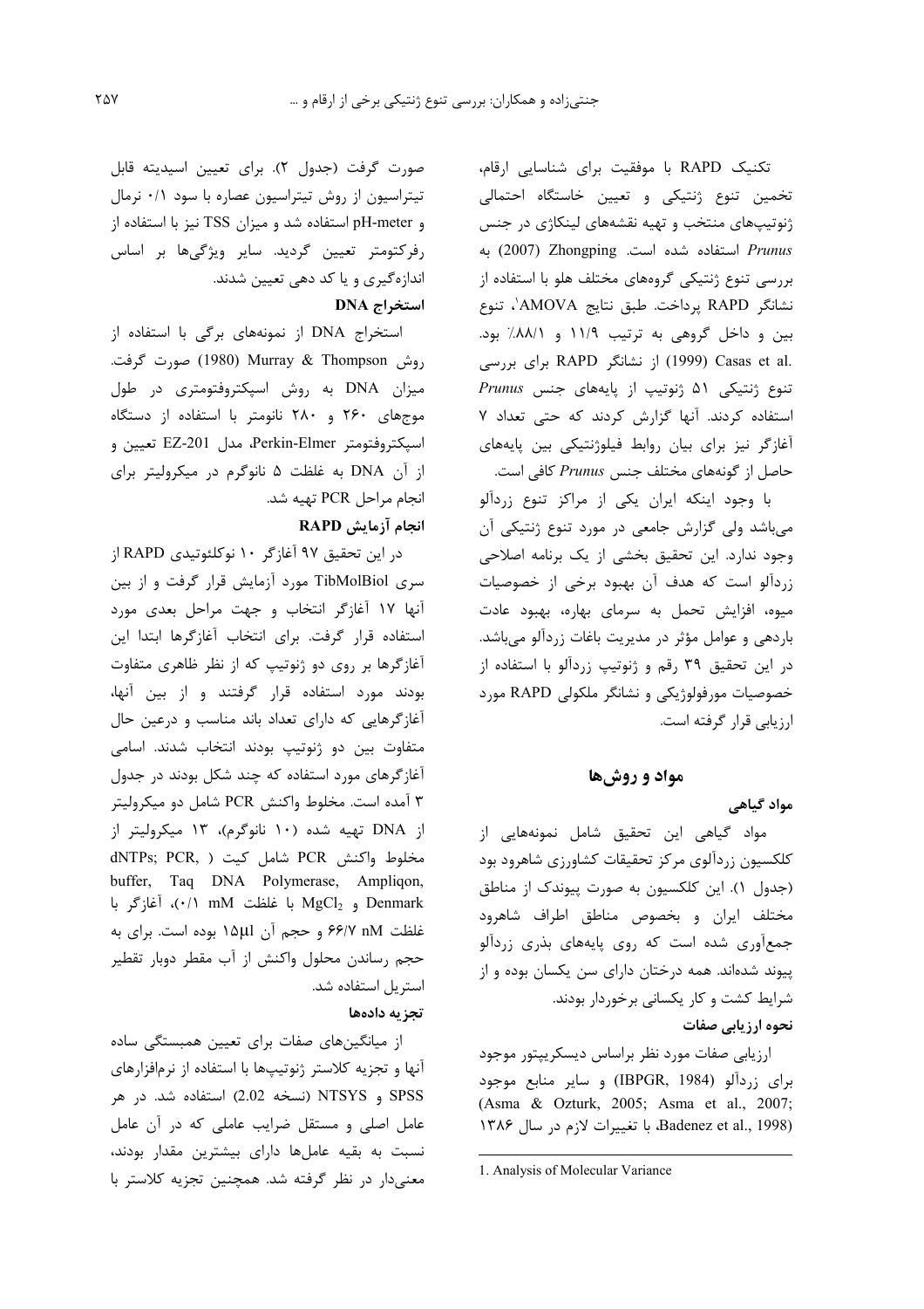تکنیک RAPD با موفقیت برای شناسایی ارقام، تخمین تنوع ژنتیکی و تعیین خاستگاه احتمالی ژنوتیپ‌های منتخب و تهیه نقشه‌های لینکاژی در جنس *Prunus* استفاده شده است. Zhongping (2007) به بررسی تنوع ژنتیکی گروه‌های مختلف هلو با استفاده از نشانگر RAPD پرداخت. طبق نتایج AMOVA[1]، تنوع بین و داخل گروهی به ترتیب ۱۱/۹ و ۸۸/۱٪ بود. Casas et al. (1999) از نشانگر RAPD برای بررسی تنوع ژنتیکی ۵۱ ژنوتیپ از پایه‌های جنس *Prunus* استفاده کردند. آنها گزارش کردند که حتی تعداد ۷ آغازگر نیز برای بیان روابط فیلوژنتیکی بین پایه‌های حاصل از گونه‌های مختلف جنس *Prunus* کافی است.

با وجود اینکه ایران یکی از مراکز تنوع زردآلو می‌باشد ولی گزارش جامعی در مورد تنوع ژنتیکی آن وجود ندارد. این تحقیق بخشی از یک برنامه اصلاحی زردآلو است که هدف آن بهبود برخی از خصوصیات میوه، افزایش تحمل به سرمای بهاره، بهبود عادت باردهی و عوامل مؤثر در مدیریت باغات زردآلو می‌باشد. در این تحقیق ۳۹ رقم و ژنوتیپ زردآلو با استفاده از خصوصیات مورفولوژیکی و نشانگر ملکولی RAPD مورد ارزیابی قرار گرفته است.

## مواد و روش‌ها

### مواد گیاهی

مواد گیاهی این تحقیق شامل نمونه‌هایی از کلکسیون زردآلوی مرکز تحقیقات کشاورزی شاهرود بود (جدول ۱). این کلکسیون به صورت پیوندک از مناطق مختلف ایران و بخصوص مناطق اطراف شاهرود جمع‌آوری شده است که روی پایه‌های بذری زردآلو پیوند شده‌اند. همه درختان دارای سن یکسان بوده و از شرایط کشت و کار یکسانی برخوردار بودند.

### نحوه ارزیابی صفات

ارزیابی صفات مورد نظر براساس دیسکریپتور موجود برای زردآلو (IBPGR, 1984) و سایر منابع موجود (Asma & Ozturk, 2005; Asma et al., 2007; Badenez et al., 1998)، با تغییرات لازم در سال ۱۳۸۶ صورت گرفت (جدول ۲). برای تعیین اسیدیته قابل تیتراسیون از روش تیتراسیون عصاره با سود ۰/۱ نرمال و pH-meter استفاده شد و میزان TSS نیز با استفاده از رفرکتومتر تعیین گردید. سایر ویژگی‌ها بر اساس اندازه‌گیری و یا کد دهی تعیین شدند.

### استخراج DNA

استخراج DNA از نمونه‌های برگی با استفاده از روش Murray & Thompson (1980) صورت گرفت. میزان DNA به روش اسپکتروفتومتری در طول موج‌های ۲۶۰ و ۲۸۰ نانومتر با استفاده از دستگاه اسپکتروفتومتر Perkin-Elmer، مدل EZ-201 تعیین و از آن DNA به غلظت ۵ نانوگرم در میکرولیتر برای انجام مراحل PCR تهیه شد.

### انجام آزمایش RAPD

در این تحقیق ۹۷ آغازگر ۱۰ نوکلئوتیدی RAPD از سری TibMolBiol مورد آزمایش قرار گرفت و از بین آنها ۱۷ آغازگر انتخاب و جهت مراحل بعدی مورد استفاده قرار گرفت. برای انتخاب آغازگرها ابتدا این آغازگرها بر روی دو ژنوتیپ که از نظر ظاهری متفاوت بودند مورد استفاده قرار گرفتند و از بین آنها، آغازگرهایی که دارای تعداد باند مناسب و درعین حال متفاوت بین دو ژنوتیپ بودند انتخاب شدند. اسامی آغازگرهای مورد استفاده که چند شکل بودند در جدول ۳ آمده است. مخلوط واکنش PCR شامل دو میکرولیتر از DNA تهیه شده (۱۰ نانوگرم)، ۱۳ میکرولیتر از مخلوط واکنش PCR شامل کیت (dNTPs; PCR, buffer, Taq DNA Polymerase, Ampliqon, Denmark و $MgCl_2$ با غلظت ۰/۱ mM)، آغازگر با غلظت ۶۶/۷ nM و حجم آن ۱۵µl بوده است. برای به حجم رساندن محلول واکنش از آب مقطر دوبار تقطیر استریل استفاده شد.

### تجزیه داده‌ها

از میانگین‌های صفات برای تعیین همبستگی ساده آنها و تجزیه کلاستر ژنوتیپ‌ها با استفاده از نرم‌افزارهای SPSS و NTSYS (نسخه 2.02) استفاده شد. در هر عامل اصلی و مستقل ضرایب عاملی که در آن عامل نسبت به بقیه عامل‌ها دارای بیشترین مقدار بودند، معنی‌دار در نظر گرفته شد. همچنین تجزیه کلاستر با

---

1. Analysis of Molecular Variance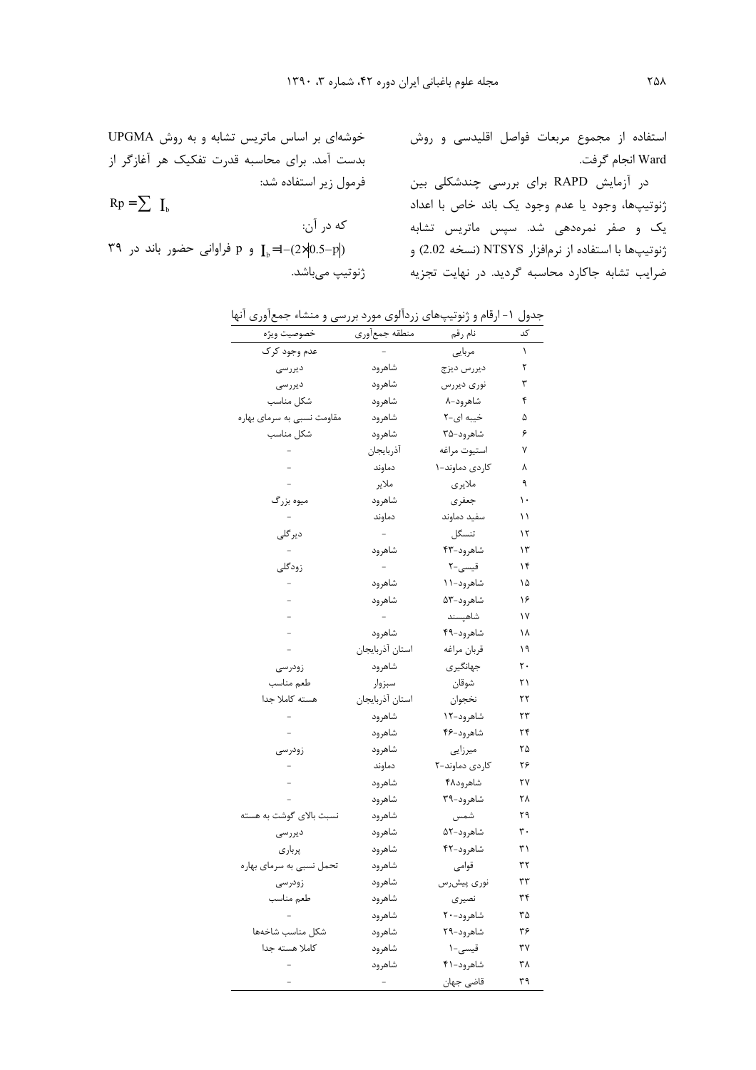استفاده از مجموع مربعات فواصل اقلیدسی و روش Ward انجام گرفت.

در آزمایش RAPD برای بررسی چندشکلی بین ژنوتیپ‌ها، وجود یا عدم وجود یک باند خاص با اعداد یک و صفر نمره‌دهی شد. سپس ماتریس تشابه ژنوتیپ‌ها با استفاده از نرم‌افزار NTSYS (نسخه 2.02) و ضرایب تشابه جاکارد محاسبه گردید. در نهایت تجزیه خوشه‌ای بر اساس ماتریس تشابه و به روش UPGMA بدست آمد. برای محاسبه قدرت تفکیک هر آغازگر از فرمول زیر استفاده شد:

$$Rp = \sum I_b$$

که در آن:

$I_b = 1-(2 \times |0.5-p|)$ و p فراوانی حضور باند در ۳۹ ژنوتیپ می‌باشد.

جدول ۱- ارقام و ژنوتیپ‌های زردآلوی مورد بررسی و منشاء جمع‌آوری آنها

| کد | نام رقم | منطقه جمع‌آوری | خصوصیت ویژه |
|---|---|---|---|
| ۱ | مربایی | - | عدم وجود کرک |
| ۲ | دیررس دیزج | شاهرود | دیررسی |
| ۳ | نوری دیررس | شاهرود | دیررسی |
| ۴ | شاهرود-۸ | شاهرود | شکل مناسب |
| ۵ | خیبه ای-۲ | شاهرود | مقاومت نسبی به سرمای بهاره |
| ۶ | شاهرود-۳۵ | شاهرود | شکل مناسب |
| ۷ | استیوت مراغه | آذربایجان | - |
| ۸ | کاردی دماوند-۱ | دماوند | - |
| ۹ | ملایری | ملایر | - |
| ۱۰ | جعفری | شاهرود | میوه بزرگ |
| ۱۱ | سفید دماوند | دماوند | - |
| ۱۲ | تنسگل | - | دیرگلی |
| ۱۳ | شاهرود-۴۳ | شاهرود | - |
| ۱۴ | قیسی-۲ | - | زودگلی |
| ۱۵ | شاهرود-۱۱ | شاهرود | - |
| ۱۶ | شاهرود-۵۳ | شاهرود | - |
| ۱۷ | شاهپسند | - | - |
| ۱۸ | شاهرود-۴۹ | شاهرود | - |
| ۱۹ | قربان مراغه | استان آذربایجان | - |
| ۲۰ | جهانگیری | شاهرود | زودرسی |
| ۲۱ | شوقان | سبزوار | طعم مناسب |
| ۲۲ | نخجوان | استان آذربایجان | هسته کاملا جدا |
| ۲۳ | شاهرود-۱۲ | شاهرود | - |
| ۲۴ | شاهرود-۴۶ | شاهرود | - |
| ۲۵ | میرزایی | شاهرود | زودرسی |
| ۲۶ | کاردی دماوند-۲ | دماوند | - |
| ۲۷ | شاهرود۴۸ | شاهرود | - |
| ۲۸ | شاهرود-۳۹ | شاهرود | - |
| ۲۹ | شمس | شاهرود | نسبت بالای گوشت به هسته |
| ۳۰ | شاهرود-۵۲ | شاهرود | دیررسی |
| ۳۱ | شاهرود-۴۲ | شاهرود | پرباری |
| ۳۲ | قوامی | شاهرود | تحمل نسبی به سرمای بهاره |
| ۳۳ | نوری پیش‌رس | شاهرود | زودرسی |
| ۳۴ | نصیری | شاهرود | طعم مناسب |
| ۳۵ | شاهرود-۲۰ | شاهرود | - |
| ۳۶ | شاهرود-۲۹ | شاهرود | شکل مناسب شاخه‌ها |
| ۳۷ | قیسی-۱ | شاهرود | کاملا هسته جدا |
| ۳۸ | شاهرود-۴۱ | شاهرود | - |
| ۳۹ | قاضی جهان | - | - |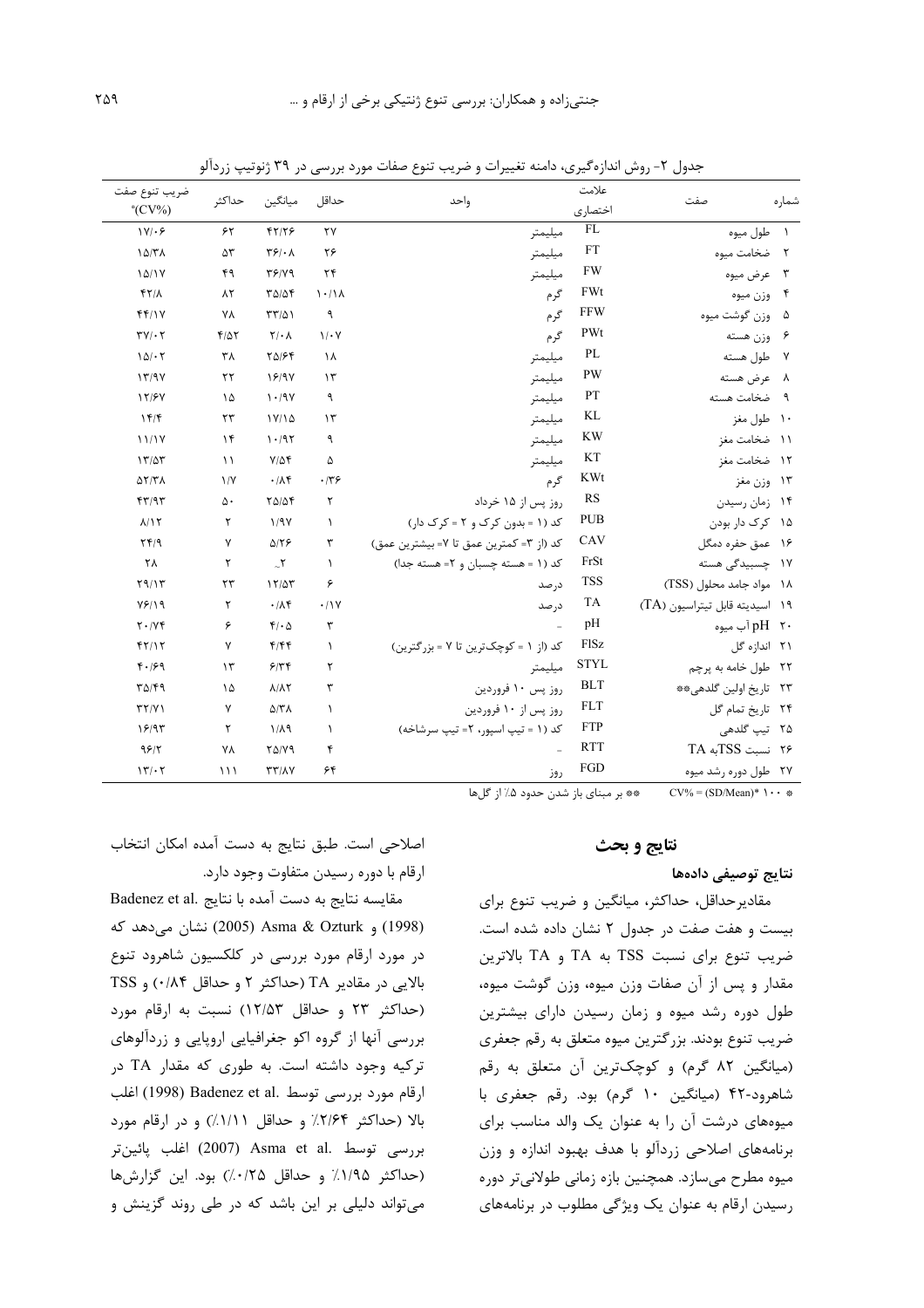جدول ۲- روش اندازه‌گیری، دامنه تغییرات و ضریب تنوع صفات مورد بررسی در ۳۹ ژنوتیپ زردآلو

| شماره | صفت | علامت اختصاری | واحد | حداقل | میانگین | حداکثر | ضریب تنوع صفت (CV%)* |
|---|---|---|---|---|---|---|---|
| ۱ | طول میوه | FL | میلیمتر | ۲۷ | ۴۲/۲۶ | ۶۲ | ۱۷/۰۶ |
| ۲ | ضخامت میوه | FT | میلیمتر | ۲۶ | ۳۶/۰۸ | ۵۳ | ۱۵/۳۸ |
| ۳ | عرض میوه | FW | میلیمتر | ۲۴ | ۳۶/۷۹ | ۴۹ | ۱۵/۱۷ |
| ۴ | وزن میوه | FWt | گرم | ۱۰/۱۸ | ۳۵/۵۴ | ۸۲ | ۴۲/۸ |
| ۵ | وزن گوشت میوه | FFW | گرم | ۹ | ۳۳/۵۱ | ۷۸ | ۴۴/۱۷ |
| ۶ | وزن هسته | PWt | گرم | ۱/۰۷ | ۲/۰۸ | ۴/۵۲ | ۳۷/۰۲ |
| ۷ | طول هسته | PL | میلیمتر | ۱۸ | ۲۵/۶۴ | ۳۸ | ۱۵/۰۲ |
| ۸ | عرض هسته | PW | میلیمتر | ۱۳ | ۱۶/۹۷ | ۲۲ | ۱۳/۹۷ |
| ۹ | ضخامت هسته | PT | میلیمتر | ۹ | ۱۰/۹۷ | ۱۵ | ۱۲/۶۷ |
| ۱۰ | طول مغز | KL | میلیمتر | ۱۳ | ۱۷/۱۵ | ۲۳ | ۱۴/۴ |
| ۱۱ | ضخامت مغز | KW | میلیمتر | ۹ | ۱۰/۹۲ | ۱۴ | ۱۱/۱۷ |
| ۱۲ | ضخامت مغز | KT | میلیمتر | ۵ | ۷/۵۴ | ۱۱ | ۱۳/۵۳ |
| ۱۳ | وزن مغز | KWt | گرم | ۰/۳۶ | ۰/۸۴ | ۱/۷ | ۵۲/۳۸ |
| ۱۴ | زمان رسیدن | RS | روز پس از ۱۵ خرداد | ۲ | ۲۵/۵۴ | ۵۰ | ۴۳/۹۳ |
| ۱۵ | کرک دار بودن | PUB | کد (۱ = بدون کرک و ۲ = کرک دار) | ۱ | ۱/۹۷ | ۲ | ۸/۱۲ |
| ۱۶ | عمق حفره دمگل | CAV | کد (از ۳= کمترین عمق تا ۷= بیشترین عمق) | ۳ | ۵/۲۶ | ۷ | ۲۴/۹ |
| ۱۷ | چسبیدگی هسته | FrSt | کد (۱ = هسته چسبان و ۲= هسته جدا) | ۱ | ~۲ | ۲ | ۲۸ |
| ۱۸ | مواد جامد محلول (TSS) | TSS | درصد | ۶ | ۱۲/۵۳ | ۲۳ | ۲۹/۱۳ |
| ۱۹ | اسیدیته قابل تیتراسیون (TA) | TA | درصد | ۰/۱۷ | ۰/۸۴ | ۲ | ۷۶/۱۹ |
| ۲۰ | pH آب میوه | pH | - | ۳ | ۴/۰۵ | ۶ | ۲۰/۷۴ |
| ۲۱ | اندازه گل | FlSz | کد (از ۱ = کوچکترین تا ۷ = بزرگترین) | ۱ | ۴/۴۴ | ۷ | ۴۲/۱۲ |
| ۲۲ | طول خامه به پرچم | STYL | میلیمتر | ۲ | ۶/۳۴ | ۱۳ | ۴۰/۶۹ |
| ۲۳ | تاریخ اولین گلدهی** | BLT | روز پس ۱۰ فروردین | ۳ | ۸/۸۲ | ۱۵ | ۳۵/۴۹ |
| ۲۴ | تاریخ تمام گل | FLT | روز پس از ۱۰ فروردین | ۱ | ۵/۳۸ | ۷ | ۳۲/۷۱ |
| ۲۵ | تیپ گلدهی | FTP | کد (۱ = تیپ اسپور، ۲= تیپ سرشاخه) | ۱ | ۱/۸۹ | ۲ | ۱۶/۹۳ |
| ۲۶ | نسبت TSS به TA | RTT | - | ۴ | ۲۵/۷۹ | ۷۸ | ۹۶/۲ |
| ۲۷ | طول دوره رشد میوه | FGD | روز | ۶۴ | ۳۳/۸۷ | ۱۱۱ | ۱۳/۰۲ |

* CV% = (SD/Mean)*۱۰۰ &nbsp;&nbsp;&nbsp; ** بر مبنای باز شدن حدود ۵٪ از گل‌ها

## نتایج و بحث

### نتایج توصیفی داده‌ها

مقادیرحداقل، حداکثر، میانگین و ضریب تنوع برای بیست و هفت صفت در جدول ۲ نشان داده شده است. ضریب تنوع برای نسبت TSS به TA و TA بالاترین مقدار و پس از آن صفات وزن میوه، وزن گوشت میوه، طول دوره رشد میوه و زمان رسیدن دارای بیشترین ضریب تنوع بودند. بزرگترین میوه متعلق به رقم جعفری (میانگین ۸۲ گرم) و کوچک‌ترین آن متعلق به رقم شاهرود-۴۲ (میانگین ۱۰ گرم) بود. رقم جعفری با میوه‌های درشت آن را به عنوان یک والد مناسب برای برنامه‌های اصلاحی زردآلو با هدف بهبود اندازه و وزن میوه مطرح می‌سازد. همچنین بازه زمانی طولانی‌تر دوره رسیدن ارقام به عنوان یک ویژگی مطلوب در برنامه‌های اصلاحی است. طبق نتایج به دست آمده امکان انتخاب ارقام با دوره رسیدن متفاوت وجود دارد.

مقایسه نتایج به دست آمده با نتایج .Badenez et al (1998) و Asma & Ozturk (2005) نشان می‌دهد که در مورد ارقام مورد بررسی در کلکسیون شاهرود تنوع بالایی در مقادیر TA (حداکثر ۲ و حداقل ۰/۸۴) و TSS (حداکثر ۲۳ و حداقل ۱۲/۵۳) نسبت به ارقام مورد بررسی آنها از گروه اکو جغرافیایی اروپایی و زردآلوهای ترکیه وجود داشته است. به طوری که مقدار TA در ارقام مورد بررسی توسط .Badenez et al (1998) اغلب بالا (حداکثر ۲/۶۴٪ و حداقل ۱/۱۱٪) و در ارقام مورد بررسی توسط .Asma et al (2007) اغلب پائین‌تر (حداکثر ۱/۹۵٪ و حداقل ۰/۲۵٪) بود. این گزارش‌ها می‌تواند دلیلی بر این باشد که در طی روند گزینش و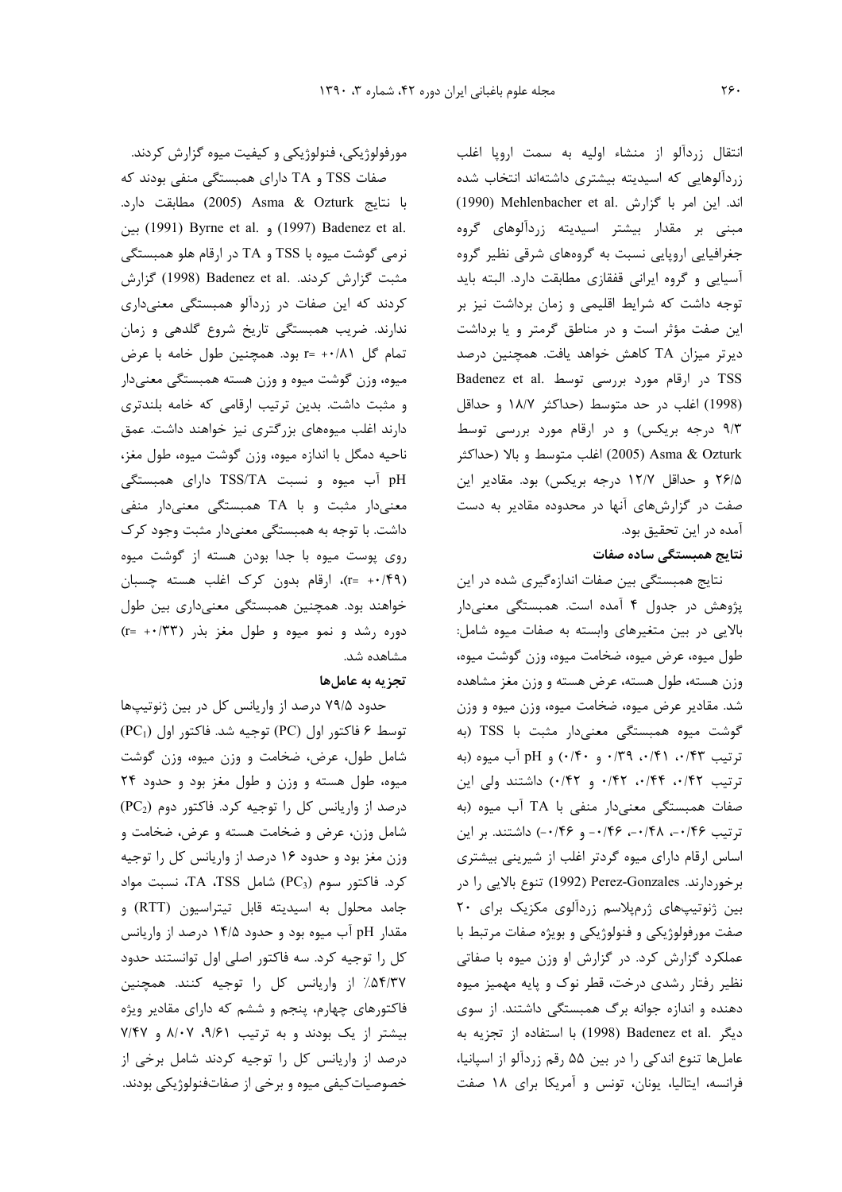انتقال زردآلو از منشاء اولیه به سمت اروپا اغلب زردآلوهایی که اسیدیته بیشتری داشته‌اند انتخاب شده اند. این امر با گزارش .Mehlenbacher et al (1990) مبنی بر مقدار بیشتر اسیدیته زردآلوهای گروه جغرافیایی اروپایی نسبت به گروه‌های شرقی نظیر گروه آسیایی و گروه ایرانی قفقازی مطابقت دارد. البته باید توجه داشت که شرایط اقلیمی و زمان برداشت نیز بر این صفت مؤثر است و در مناطق گرمتر و یا برداشت دیرتر میزان TA کاهش خواهد یافت. همچنین درصد TSS در ارقام مورد بررسی توسط .Badenez et al (1998) اغلب در حد متوسط (حداکثر ۱۸/۷ و حداقل ۹/۳ درجه بریکس) و در ارقام مورد بررسی توسط Asma & Ozturk (2005) اغلب متوسط و بالا (حداکثر ۲۶/۵ و حداقل ۱۲/۷ درجه بریکس) بود. مقادیر این صفت در گزارش‌های آنها در محدوده مقادیر به دست آمده در این تحقیق بود.

### نتایج همبستگی ساده صفات

نتایج همبستگی بین صفات اندازه‌گیری شده در این پژوهش در جدول ۴ آمده است. همبستگی معنی‌دار بالایی در بین متغیرهای وابسته به صفات میوه شامل: طول میوه، عرض میوه، ضخامت میوه، وزن گوشت میوه، وزن هسته، طول هسته، عرض هسته و وزن مغز مشاهده شد. مقادیر عرض میوه، ضخامت میوه، وزن میوه و وزن گوشت میوه همبستگی معنی‌دار مثبت با TSS (به ترتیب ۰/۴۳، ۰/۴۱، ۰/۳۹ و ۰/۴۰) و pH آب میوه (به ترتیب ۰/۴۲، ۰/۴۴، ۰/۴۲ و ۰/۴۲) داشتند ولی این صفات همبستگی معنی‌دار منفی با TA آب میوه (به ترتیب ۰/۴۶-، ۰/۴۸-، ۰/۴۶- و ۰/۴۶-) داشتند. بر این اساس ارقام دارای میوه گردتر اغلب از شیرینی بیشتری برخوردارند. Perez-Gonzales (1992) تنوع بالایی را در بین ژنوتیپ‌های ژرم‌پلاسم زردآلوی مکزیک برای ۲۰ صفت مورفولوژیکی و فنولوژیکی و بویژه صفات مرتبط با عملکرد گزارش کرد. در گزارش او وزن میوه با صفاتی نظیر رفتار رشدی درخت، قطر نوک و پایه مهمیز میوه دهنده و اندازه جوانه برگ همبستگی داشتند. از سوی دیگر .Badenez et al (1998) با استفاده از تجزیه به عامل‌ها تنوع اندکی را در بین ۵۵ رقم زردآلو از اسپانیا، فرانسه، ایتالیا، یونان، تونس و آمریکا برای ۱۸ صفت مورفولوژیکی، فنولوژیکی و کیفیت میوه گزارش کردند.

صفات TSS و TA دارای همبستگی منفی بودند که با نتایج Asma & Ozturk (2005) مطابقت دارد. .Badenez et al (1997) و .Byrne et al (1991) بین نرمی گوشت میوه با TSS و TA در ارقام هلو همبستگی مثبت گزارش کردند. .Badenez et al (1998) گزارش کردند که این صفات در زردآلو همبستگی معنی‌داری ندارند. ضریب همبستگی تاریخ شروع گلدهی و زمان تمام گل ۰/۸۱+ =r بود. همچنین طول خامه با عرض میوه، وزن گوشت میوه و وزن هسته همبستگی معنی‌دار و مثبت داشت. بدین ترتیب ارقامی که خامه بلندتری دارند اغلب میوه‌های بزرگتری نیز خواهند داشت. عمق ناحیه دمگل با اندازه میوه، وزن گوشت میوه، طول مغز، pH آب میوه و نسبت TSS/TA دارای همبستگی معنی‌دار مثبت و با TA همبستگی معنی‌دار منفی داشت. با توجه به همبستگی معنی‌دار مثبت وجود کرک روی پوست میوه با جدا بودن هسته از گوشت میوه (۰/۴۹+ =r)، ارقام بدون کرک اغلب هسته چسبان خواهند بود. همچنین همبستگی معنی‌داری بین طول دوره رشد و نمو میوه و طول مغز بذر (۰/۳۳+ =r) مشاهده شد.

### تجزیه به عامل‌ها

حدود ۷۹/۵ درصد از واریانس کل در بین ژنوتیپ‌ها توسط ۶ فاکتور (PC) توجیه شد. فاکتور اول ($PC_1$) شامل طول، عرض، ضخامت و وزن میوه، وزن گوشت میوه، طول هسته و وزن و طول مغز بود و حدود ۲۴ درصد از واریانس کل را توجیه کرد. فاکتور دوم ($PC_2$) شامل وزن، عرض و ضخامت هسته و عرض، ضخامت و وزن مغز بود و حدود ۱۶ درصد از واریانس کل را توجیه کرد. فاکتور سوم ($PC_3$) شامل TSS، TA، نسبت مواد جامد محلول به اسیدیته قابل تیتراسیون (RTT) و مقدار pH آب میوه بود و حدود ۱۴/۵ درصد از واریانس کل را توجیه کرد. سه فاکتور اصلی اول توانستند حدود ۵۴/۳۷٪ از واریانس کل را توجیه کنند. همچنین فاکتورهای چهارم، پنجم و ششم که دارای مقادیر ویژه بیشتر از یک بودند و به ترتیب ۹/۶۱، ۸/۰۷ و ۷/۴۷ درصد از واریانس کل را توجیه کردند شامل برخی از خصوصیات‌کیفی میوه و برخی از صفات‌فنولوژیکی بودند.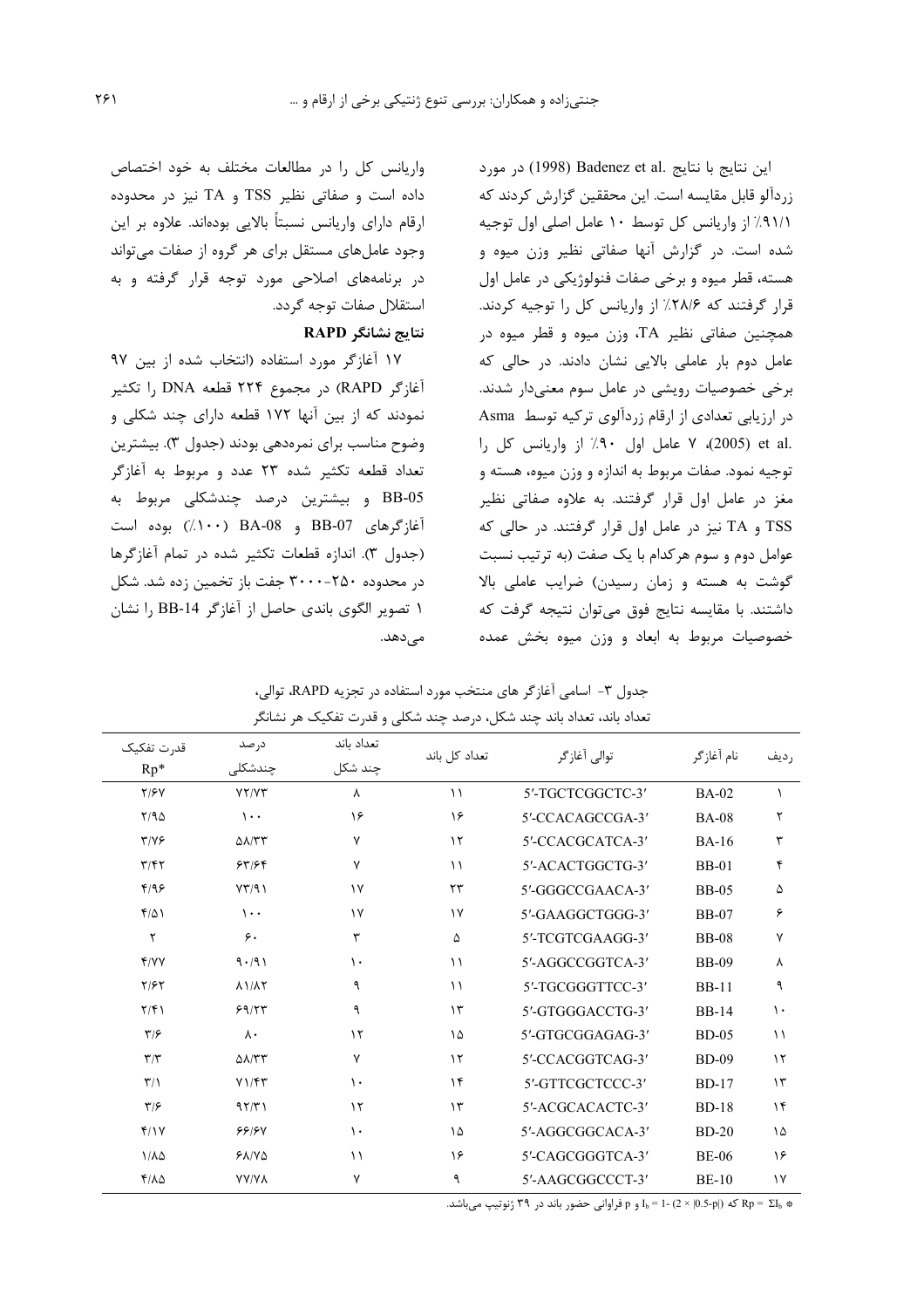این نتایج با نتایج .Badenez et al (1998) در مورد زردآلو قابل مقایسه است. این محققین گزارش کردند که ۹۱/۱٪ از واریانس کل توسط ۱۰ عامل اصلی اول توجیه شده است. در گزارش آنها صفاتی نظیر وزن میوه و هسته، قطر میوه و برخی صفات فنولوژیکی در عامل اول قرار گرفتند که ۲۸/۶٪ از واریانس کل را توجیه کردند. همچنین صفاتی نظیر TA، وزن میوه و قطر میوه در عامل دوم بار عاملی بالایی نشان دادند. در حالی که برخی خصوصیات رویشی در عامل سوم معنی‌دار شدند. در ارزیابی تعدادی از ارقام زردآلوی ترکیه توسط Asma et al. (2005)، ۷ عامل اول ۹۰٪ از واریانس کل را توجیه نمود. صفات مربوط به اندازه و وزن میوه، هسته و مغز در عامل اول قرار گرفتند. به علاوه صفاتی نظیر TSS و TA نیز در عامل اول قرار گرفتند. در حالی که عوامل دوم و سوم هرکدام با یک صفت (به ترتیب نسبت گوشت به هسته و زمان رسیدن) ضرایب عاملی بالا داشتند. با مقایسه نتایج فوق می‌توان نتیجه گرفت که خصوصیات مربوط به ابعاد و وزن میوه بخش عمده واریانس کل را در مطالعات مختلف به خود اختصاص داده است و صفاتی نظیر TSS و TA نیز در محدوده ارقام دارای واریانس نسبتاً بالایی بوده‌اند. علاوه بر این وجود عامل‌های مستقل برای هر گروه از صفات می‌تواند در برنامه‌های اصلاحی مورد توجه قرار گرفته و به استقلال صفات توجه گردد.

**نتایج نشانگر RAPD**

۱۷ آغازگر مورد استفاده (انتخاب شده از بین ۹۷ آغازگر RAPD) در مجموع ۲۲۴ قطعه DNA را تکثیر نمودند که از بین آنها ۱۷۲ قطعه دارای چند شکلی و وضوح مناسب برای نمره‌دهی بودند (جدول ۳). بیشترین تعداد قطعه تکثیر شده ۲۳ عدد و مربوط به آغازگر BB-05 و بیشترین درصد چندشکلی مربوط به آغازگرهای BB-07 و BA-08 (۱۰۰٪) بوده است (جدول ۳). اندازه قطعات تکثیر شده در تمام آغازگرها در محدوده ۲۵۰-۳۰۰۰ جفت باز تخمین زده شد. شکل ۱ تصویر الگوی باندی حاصل از آغازگر BB-14 را نشان می‌دهد.

جدول ۳- اسامی آغازگر های منتخب مورد استفاده در تجزیه RAPD، توالی، تعداد باند، تعداد باند چند شکل، درصد چند شکلی و قدرت تفکیک هر نشانگر

| ردیف | نام آغازگر | توالی آغازگر | تعداد کل باند | تعداد باند چند شکل | درصد چندشکلی | قدرت تفکیک Rp* |
|---|---|---|---|---|---|---|
| ۱ | BA-02 | 5′-TGCTCGGCTC-3′ | ۱۱ | ۸ | ۷۲/۷۳ | ۲/۶۷ |
| ۲ | BA-08 | 5′-CCACAGCCGA-3′ | ۱۶ | ۱۶ | ۱۰۰ | ۲/۹۵ |
| ۳ | BA-16 | 5′-CCACGCATCA-3′ | ۱۲ | ۷ | ۵۸/۳۳ | ۳/۷۶ |
| ۴ | BB-01 | 5′-ACACTGGCTG-3′ | ۱۱ | ۷ | ۶۳/۶۴ | ۳/۴۲ |
| ۵ | BB-05 | 5′-GGGCCGAACA-3′ | ۲۳ | ۱۷ | ۷۳/۹۱ | ۴/۹۶ |
| ۶ | BB-07 | 5′-GAAGGCTGGG-3′ | ۱۷ | ۱۷ | ۱۰۰ | ۴/۵۱ |
| ۷ | BB-08 | 5′-TCGTCGAAGG-3′ | ۵ | ۳ | ۶۰ | ۲ |
| ۸ | BB-09 | 5′-AGGCCGGTCA-3′ | ۱۱ | ۱۰ | ۹۰/۹۱ | ۴/۷۷ |
| ۹ | BB-11 | 5′-TGCGGGTTCC-3′ | ۱۱ | ۹ | ۸۱/۸۲ | ۲/۶۲ |
| ۱۰ | BB-14 | 5′-GTGGGACCTG-3′ | ۱۳ | ۹ | ۶۹/۲۳ | ۲/۴۱ |
| ۱۱ | BD-05 | 5′-GTGCGGAGAG-3′ | ۱۵ | ۱۲ | ۸۰ | ۳/۶ |
| ۱۲ | BD-09 | 5′-CCACGGTCAG-3′ | ۱۲ | ۷ | ۵۸/۳۳ | ۳/۳ |
| ۱۳ | BD-17 | 5′-GTTCGCTCCC-3′ | ۱۴ | ۱۰ | ۷۱/۴۳ | ۳/۱ |
| ۱۴ | BD-18 | 5′-ACGCACACTC-3′ | ۱۳ | ۱۲ | ۹۲/۳۱ | ۳/۶ |
| ۱۵ | BD-20 | 5′-AGGCGGCACA-3′ | ۱۵ | ۱۰ | ۶۶/۶۷ | ۴/۱۷ |
| ۱۶ | BE-06 | 5′-CAGCGGGTCA-3′ | ۱۶ | ۱۱ | ۶۸/۷۵ | ۱/۸۵ |
| ۱۷ | BE-10 | 5′-AAGCGGCCCT-3′ | ۹ | ۷ | ۷۷/۷۸ | ۴/۸۵ |

* $Rp = \Sigma I_b$ که $I_b = 1 - (2 \times |0.5 - p|)$ و p فراوانی حضور باند در ۳۹ ژنوتیپ می‌باشد.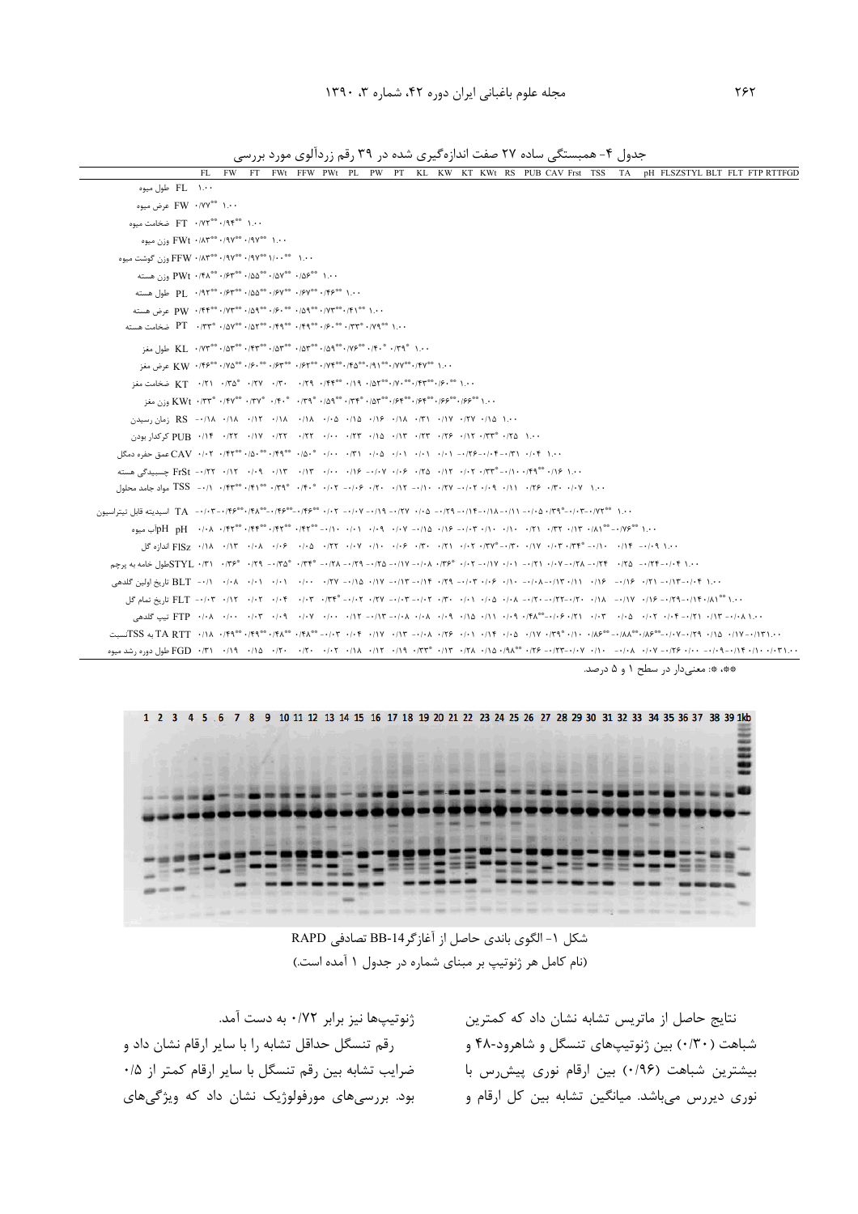جدول ۴- همبستگی ساده ۲۷ صفت اندازه‌گیری شده در ۳۹ رقم زردآلوی مورد بررسی

| | FL | FW | FT | FWt | FFW | PWt | PL | PW | PT | KL | KW | KT | KWt | RS | PUB | CAV | Frst | TSS | TA | pH | FLSZ | STYL | BLT | FLT | FTP | RTT | FGD |
|---|---|---|---|---|---|---|---|---|---|---|---|---|---|---|---|---|---|---|---|---|---|---|---|---|---|---|---|
| طول میوه FL | ۱/۰۰ | | | | | | | | | | | | | | | | | | | | | | | | | | |
| عرض میوه FW | ۰/۷۷** | ۱/۰۰ | | | | | | | | | | | | | | | | | | | | | | | | | |
| ضخامت میوه FT | ۰/۷۲** | ۰/۹۴** | ۱/۰۰ | | | | | | | | | | | | | | | | | | | | | | | | |
| وزن میوه FWt | ۰/۸۳** | ۰/۹۷** | ۰/۹۷** | ۱/۰۰ | | | | | | | | | | | | | | | | | | | | | | | |
| وزن گوشت میوه FFW | ۰/۸۳** | ۰/۹۷** | ۰/۹۷** | ۱/۰۰** | ۱/۰۰ | | | | | | | | | | | | | | | | | | | | | | |
| وزن هسته PWt | ۰/۴۸** | ۰/۶۳** | ۰/۵۵** | ۰/۵۷** | ۰/۵۶** | ۱/۰۰ | | | | | | | | | | | | | | | | | | | | | |
| طول هسته PL | ۰/۹۲** | ۰/۶۳** | ۰/۵۵** | ۰/۶۷** | ۰/۶۷** | ۰/۴۶** | ۱/۰۰ | | | | | | | | | | | | | | | | | | | | |
| عرض هسته PW | ۰/۴۴** | ۰/۷۳** | ۰/۵۹** | ۰/۶۰** | ۰/۵۹** | ۰/۷۳** | ۰/۴۱** | ۱/۰۰ | | | | | | | | | | | | | | | | | | | |
| ضخامت هسته PT | ۰/۳۳* | ۰/۵۷** | ۰/۵۲** | ۰/۴۹** | ۰/۴۹** | ۰/۶۰** | ۰/۳۳* | ۰/۷۹** | ۱/۰۰ | | | | | | | | | | | | | | | | | | |
| طول مغز KL | ۰/۷۳** | ۰/۵۳** | ۰/۴۳** | ۰/۵۳** | ۰/۵۳** | ۰/۵۹** | ۰/۷۶** | ۰/۴۰* | ۰/۳۹* | ۱/۰۰ | | | | | | | | | | | | | | | | | |
| عرض مغز KW | ۰/۴۶** | ۰/۷۵** | ۰/۶۰** | ۰/۶۳** | ۰/۶۲** | ۰/۷۴** | ۰/۴۵** | ۰/۹۱** | ۰/۷۷** | ۰/۴۷** | ۱/۰۰ | | | | | | | | | | | | | | | | |
| ضخامت مغز KT | ۰/۲۱ | ۰/۳۵* | ۰/۲۷ | ۰/۳۰ | ۰/۲۹ | ۰/۴۴** | ۰/۱۹ | ۰/۵۲** | ۰/۷۰** | ۰/۴۳** | ۰/۶۰** | ۱/۰۰ | | | | | | | | | | | | | | | |
| وزن مغز KWt | ۰/۳۳* | ۰/۴۷** | ۰/۳۷* | ۰/۴۰* | ۰/۳۹* | ۰/۵۹** | ۰/۳۴* | ۰/۵۳** | ۰/۶۴** | ۰/۶۴** | ۰/۶۶** | ۰/۶۶** | ۱/۰۰ | | | | | | | | | | | | | | |
| زمان رسیدن RS | -۰/۱۸ | ۰/۱۸ | ۰/۱۲ | ۰/۱۸ | ۰/۱۸ | ۰/۰۵ | ۰/۱۵ | ۰/۱۶ | ۰/۱۸ | ۰/۳۱ | ۰/۱۷ | ۰/۲۷ | ۰/۱۵ | ۱/۰۰ | | | | | | | | | | | | | |
| کرکدار بودن PUB | ۰/۱۴ | ۰/۲۲ | ۰/۱۷ | ۰/۲۲ | ۰/۳۲ | ۰/۰۰ | ۰/۲۳ | ۰/۱۵ | ۰/۱۳ | ۰/۲۳ | ۰/۲۶ | ۰/۱۲ | -۰/۳۳* | ۰/۲۵ | ۱/۰۰ | | | | | | | | | | | | |
| عمق حفره دمگل CAV | ۰/۰۲ | ۰/۴۲** | ۰/۵۰** | ۰/۴۹** | ۰/۵۰* | ۰/۰۰ | ۰/۳۱ | ۰/۰۵ | ۰/۰۱ | ۰/۰۱ | ۰/۰۱ | -۰/۲۶ | -۰/۰۴ | -۰/۳۱ | ۰/۰۴ | ۱/۰۰ | | | | | | | | | | | |
| چسبیدگی هسته FrSt | -۰/۲۲ | ۰/۱۲ | ۰/۰۹ | ۰/۱۳ | ۰/۱۳ | ۰/۰۰ | ۰/۱۶ | -۰/۰۷ | ۰/۰۶ | ۰/۲۵ | ۰/۱۲ | ۰/۰۲ | ۰/۳۳* | -۰/۱۰ | ۰/۴۹** | ۰/۱۶ | ۱/۰۰ | | | | | | | | | | |
| مواد جامد محلول TSS | -۰/۱ | ۰/۴۳** | ۰/۴۱** | ۰/۳۹* | ۰/۴۰* | ۰/۰۲ | -۰/۰۶ | ۰/۲۰ | ۰/۱۲ | -۰/۱۰ | ۰/۲۷ | -۰/۰۲ | ۰/۰۹ | ۰/۱۱ | ۰/۲۶ | ۰/۳۰ | ۰/۰۷ | ۱/۰۰ | | | | | | | | | |
| اسیدیته قابل تیتراسیون TA | -۰/۰۳ | -۰/۴۶** | -۰/۴۸** | -۰/۴۶** | -۰/۴۶** | ۰/۰۲ | -۰/۰۷ | -۰/۱۹ | -۰/۲۷ | ۰/۰۵ | -۰/۲۹ | -۰/۱۴ | -۰/۱۸ | -۰/۱۱ | -۰/۰۵ | ۰/۳۹* | -۰/۰۳ | -۰/۷۲** | ۱/۰۰ | | | | | | | | |
| pH آب میوه pH | ۰/۰۸ | ۰/۴۳** | ۰/۴۴** | ۰/۴۲** | ۰/۴۲** | -۰/۱۰ | ۰/۰۱ | ۰/۰۹ | ۰/۰۷ | -۰/۱۵ | ۰/۱۶ | -۰/۰۳ | ۰/۱۰ | ۰/۱۰ | ۰/۲۱ | ۰/۳۲ | ۰/۱۳ | ۰/۸۱** | -۰/۷۶** | ۱/۰۰ | | | | | | | |
| اندازه گل FlSz | ۰/۱۸ | ۰/۱۳ | ۰/۰۸ | ۰/۰۶ | ۰/۰۵ | ۰/۲۲ | ۰/۰۷ | ۰/۱۰ | ۰/۰۶ | ۰/۳۰ | ۰/۲۱ | ۰/۰۲ | -۰/۳۷* | -۰/۳۰ | ۰/۱۷ | ۰/۰۳ | -۰/۳۴* | -۰/۱۰ | ۰/۱۴ | -۰/۰۹ | ۱/۰۰ | | | | | | |
| طول خامه به پرچم STYL | ۰/۳۱ | ۰/۳۶* | ۰/۲۹ | ۰/۳۵* | ۰/۳۴* | -۰/۲۸ | -۰/۲۹ | -۰/۲۵ | -۰/۱۷ | -۰/۰۸ | ۰/۳۶* | ۰/۰۲ | -۰/۱۷ | ۰/۰۱ | -۰/۲۱ | ۰/۰۷ | -۰/۲۸ | -۰/۲۴ | ۰/۲۵ | -۰/۲۴ | -۰/۰۴ | ۱/۰۰ | | | | | |
| تاریخ اولین گلدهی BLT | -۰/۱ | ۰/۰۸ | ۰/۰۱ | ۰/۰۱ | ۰/۰۰ | ۰/۲۷ | -۰/۱۵ | ۰/۱۷ | -۰/۱۳ | -۰/۱۴ | ۰/۲۹ | -۰/۰۳ | ۰/۰۶ | ۰/۱۰ | -۰/۰۸ | -۰/۱۳ | -۰/۱۱ | ۰/۱۶ | -۰/۱۶ | ۰/۲۱ | -۰/۱۳ | -۰/۰۴ | ۱/۰۰ | | | | |
| تاریخ تمام گل FLT | -۰/۰۳ | ۰/۱۲ | ۰/۰۲ | ۰/۰۴ | ۰/۰۳ | ۰/۳۴* | -۰/۰۲ | ۰/۲۷ | -۰/۰۳ | -۰/۰۲ | ۰/۳۰ | ۰/۰۱ | ۰/۰۵ | ۰/۰۸ | -۰/۲۰ | -۰/۲۲ | -۰/۲۰ | ۰/۱۸ | -۰/۱۷ | ۰/۱۶ | -۰/۲۹ | -۰/۱۴ | ۰/۸۱** | ۱/۰۰ | | | |
| تیپ گلدهی FTP | ۰/۰۸ | ۰/۰۰ | ۰/۰۳ | ۰/۰۹ | ۰/۰۷ | ۰/۰۰ | ۰/۱۲ | -۰/۱۳ | -۰/۰۸ | ۰/۰۸ | ۰/۰۹ | ۰/۱۵ | ۰/۱۱ | ۰/۰۹ | ۰/۴۸** | -۰/۰۶ | ۰/۲۱ | ۰/۰۳ | ۰/۰۵ | ۰/۰۲ | ۰/۰۴ | -۰/۲۱ | ۰/۱۳ | -۰/۰۸ | ۱/۰۰ | | |
| نسبت TA به TSS RTT | ۰/۱۸ | ۰/۴۹** | ۰/۴۹** | ۰/۴۸** | ۰/۴۸** | -۰/۰۳ | ۰/۰۴ | ۰/۱۷ | ۰/۱۳ | -۰/۰۸ | ۰/۲۶ | ۰/۰۱ | ۰/۱۴ | ۰/۰۵ | ۰/۱۷ | ۰/۳۹* | ۰/۱۰ | ۰/۸۶** | -۰/۸۸** | ۰/۸۶** | -۰/۰۷ | -۰/۲۹ | ۰/۱۵ | ۰/۱۷ | -۰/۱۳ | ۱/۰۰ | |
| طول دوره رشد میوه FGD | ۰/۳۱ | ۰/۱۹ | ۰/۱۵ | ۰/۲۰ | ۰/۲۰ | ۰/۰۲ | ۰/۱۸ | ۰/۱۲ | ۰/۱۹ | ۰/۳۳* | ۰/۱۳ | ۰/۲۸ | ۰/۱۵ | ۰/۹۸** | ۰/۲۶ | -۰/۲۳ | -۰/۰۷ | ۰/۱۰ | -۰/۰۸ | ۰/۰۷ | -۰/۲۶ | ۰/۰۰ | -۰/۰۹ | -۰/۱۴ | ۰/۱۰ | -۰/۰۳ | ۱/۰۰ |

**، *: معنی‌دار در سطح ۱ و ۵ درصد.

شکل ۱- الگوی باندی حاصل از آغازگر BB-14 تصادفی RAPD

(نام کامل هر ژنوتیپ بر مبنای شماره در جدول ۱ آمده است.)

نتایج حاصل از ماتریس تشابه نشان داد که کمترین شباهت (۰/۳۰) بین ژنوتیپ‌های تنسگل و شاهرود-۴۸ و بیشترین شباهت (۰/۹۶) بین ارقام نوری پیش‌رس با نوری دیررس می‌باشد. میانگین تشابه بین کل ارقام و ژنوتیپ‌ها نیز برابر ۰/۷۲ به دست آمد.

رقم تنسگل حداقل تشابه را با سایر ارقام نشان داد و ضرایب تشابه بین رقم تنسگل با سایر ارقام کمتر از ۰/۵ بود. بررسی‌های مورفولوژیک نشان داد که ویژگی‌های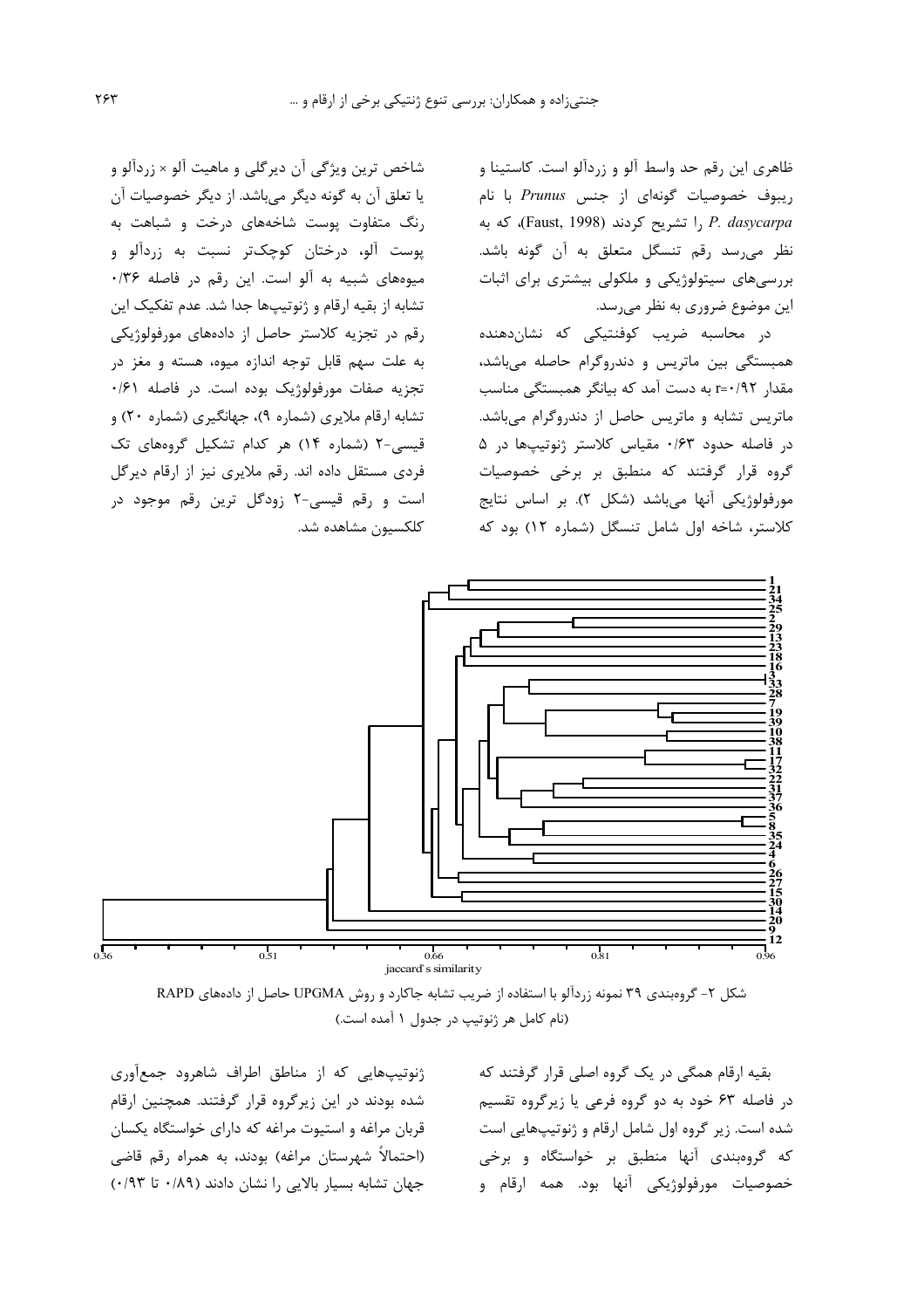ظاهری این رقم حد واسط آلو و زردآلو است. کاستینا و ریبوف خصوصیات گونه‌ای از جنس *Prunus* با نام *P. dasycarpa* را تشریح کردند (Faust, 1998)، که به نظر می‌رسد رقم تنسگل متعلق به آن گونه باشد. بررسی‌های سیتولوژیکی و ملکولی بیشتری برای اثبات این موضوع ضروری به نظر می‌رسد.

در محاسبه ضریب کوفنتیکی که نشان‌دهنده همبستگی بین ماتریس و دندروگرام حاصله می‌باشد، مقدار r=۰/۹۲ به دست آمد که بیانگر همبستگی مناسب ماتریس تشابه و ماتریس حاصل از دندروگرام می‌باشد. در فاصله حدود ۰/۶۳ مقیاس کلاستر ژنوتیپ‌ها در ۵ گروه قرار گرفتند که منطبق بر برخی خصوصیات مورفولوژیکی آنها می‌باشد (شکل ۲). بر اساس نتایج کلاستر، شاخه اول شامل تنسگل (شماره ۱۲) بود که شاخص ترین ویژگی آن دیرگلی و ماهیت آلو × زردآلو و یا تعلق آن به گونه دیگر می‌باشد. از دیگر خصوصیات آن رنگ متفاوت پوست شاخه‌های درخت و شباهت به پوست آلو، درختان کوچک‌تر نسبت به زردآلو و میوه‌های شبیه به آلو است. این رقم در فاصله ۰/۳۶ تشابه از بقیه ارقام و ژنوتیپ‌ها جدا شد. عدم تفکیک این رقم در تجزیه کلاستر حاصل از داده‌های مورفولوژیکی به علت سهم قابل توجه اندازه میوه، هسته و مغز در تجزیه صفات مورفولوژیک بوده است. در فاصله ۰/۶۱ تشابه ارقام ملایری (شماره ۹)، جهانگیری (شماره ۲۰) و قیسی-۲ (شماره ۱۴) هر کدام تشکیل گروه‌های تک فردی مستقل داده اند. رقم ملایری نیز از ارقام دیرگل است و رقم قیسی-۲ زودگل ترین رقم موجود در کلکسیون مشاهده شد.

شکل ۲- گروه‌بندی ۳۹ نمونه زردآلو با استفاده از ضریب تشابه جاکارد و روش UPGMA حاصل از داده‌های RAPD (نام کامل هر ژنوتیپ در جدول ۱ آمده است.)

بقیه ارقام همگی در یک گروه اصلی قرار گرفتند که در فاصله ۶۳ خود به دو گروه فرعی یا زیرگروه تقسیم شده است. زیر گروه اول شامل ارقام و ژنوتیپ‌هایی است که گروه‌بندی آنها منطبق بر خواستگاه و برخی خصوصیات مورفولوژیکی آنها بود. همه ارقام و ژنوتیپ‌هایی که از مناطق اطراف شاهرود جمع‌آوری شده بودند در این زیرگروه قرار گرفتند. همچنین ارقام قربان مراغه و استیوت مراغه که دارای خواستگاه یکسان (احتمالاً شهرستان مراغه) بودند، به همراه رقم قاضی جهان تشابه بسیار بالایی را نشان دادند (۰/۸۹ تا ۰/۹۳)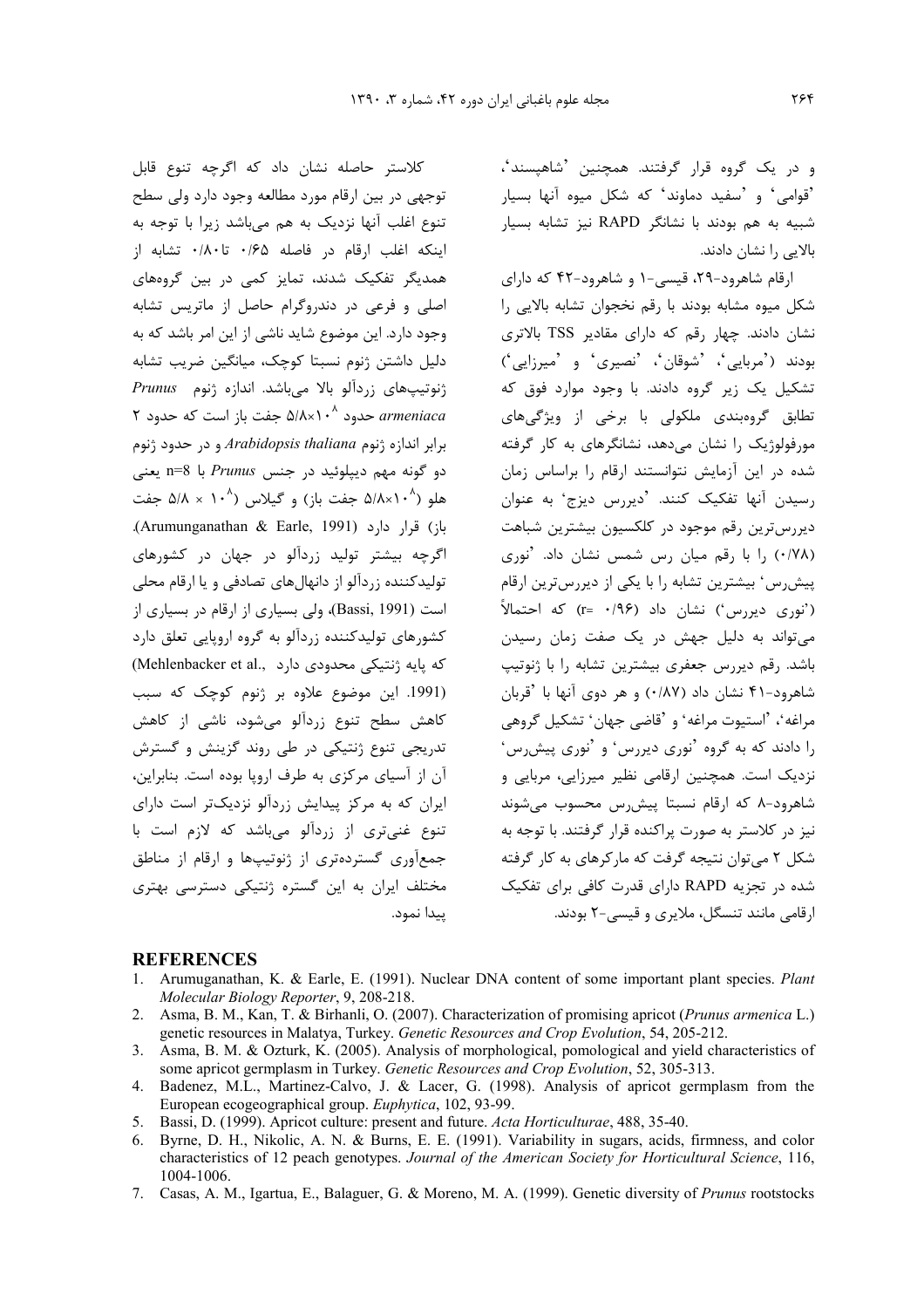و در یک گروه قرار گرفتند. همچنین 'شاهپسند'، 'قوامی' و 'سفید دماوند' که شکل میوه آنها بسیار شبیه به هم بودند با نشانگر RAPD نیز تشابه بسیار بالایی را نشان دادند.

ارقام شاهرود-۲۹، قیسی-۱ و شاهرود-۴۲ که دارای شکل میوه مشابه بودند با رقم نخجوان تشابه بالایی را نشان دادند. چهار رقم که دارای مقادیر TSS بالاتری بودند ('مربایی'، 'شوقان'، 'نصیری' و 'میرزایی') تشکیل یک زیر گروه دادند. با وجود موارد فوق که تطابق گروه‌بندی ملکولی با برخی از ویژگی‌های مورفولوژیک را نشان می‌دهد، نشانگرهای به کار گرفته شده در این آزمایش نتوانستند ارقام را براساس زمان رسیدن آنها تفکیک کنند. 'دیررس دیزج' به عنوان دیررس‌ترین رقم موجود در کلکسیون بیشترین شباهت (۰/۷۸) را با رقم میان رس شمس نشان داد. 'نوری پیش‌رس' بیشترین تشابه را با یکی از دیررس‌ترین ارقام ('نوری دیررس') نشان داد (r= ۰/۹۶) که احتمالاً می‌تواند به دلیل جهش در یک صفت زمان رسیدن باشد. رقم دیررس جعفری بیشترین تشابه را با ژنوتیپ شاهرود-۴۱ نشان داد (۰/۸۷) و هر دوی آنها با 'قربان مراغه'، 'استیوت مراغه' و 'قاضی جهان' تشکیل گروهی را دادند که به گروه 'نوری دیررس' و 'نوری پیش‌رس' نزدیک است. همچنین ارقامی نظیر میرزایی، مربایی و شاهرود-۸ که ارقام نسبتا پیش‌رس محسوب می‌شوند نیز در کلاستر به صورت پراکنده قرار گرفتند. با توجه به شکل ۲ می‌توان نتیجه گرفت که مارکرهای به کار گرفته شده در تجزیه RAPD دارای قدرت کافی برای تفکیک ارقامی مانند تنسگل، ملایری و قیسی-۲ بودند.

کلاستر حاصله نشان داد که اگرچه تنوع قابل توجهی در بین ارقام مورد مطالعه وجود دارد ولی سطح تنوع اغلب آنها نزدیک به هم می‌باشد زیرا با توجه به اینکه اغلب ارقام در فاصله ۰/۶۵ تا۰/۸۰ تشابه از همدیگر تفکیک شدند، تمایز کمی در بین گروه‌های اصلی و فرعی در دندروگرام حاصل از ماتریس تشابه وجود دارد. این موضوع شاید ناشی از این امر باشد که به دلیل داشتن ژنوم نسبتا کوچک، میانگین ضریب تشابه ژنوتیپ‌های زردآلو بالا می‌باشد. اندازه ژنوم *Prunus armeniaca* حدود $5/8 \times 10^8$ جفت باز است که حدود ۲ برابر اندازه ژنوم *Arabidopsis thaliana* و در حدود ژنوم دو گونه مهم دیپلوئید در جنس *Prunus* با n=8 یعنی هلو ($5/8 \times 10^8$ جفت باز) و گیلاس ($5/8 \times 10^8$ جفت باز) قرار دارد (Arumunganathan & Earle, 1991). اگرچه بیشتر تولید زردآلو در جهان در کشورهای تولیدکننده زردآلو از دانهال‌های تصادفی و یا ارقام محلی است (Bassi, 1991)، ولی بسیاری از ارقام در بسیاری از کشورهای تولیدکننده زردآلو به گروه اروپایی تعلق دارد که پایه ژنتیکی محدودی دارد (Mehlenbacker et al., 1991). این موضوع علاوه بر ژنوم کوچک که سبب کاهش سطح تنوع زردآلو می‌شود، ناشی از کاهش تدریجی تنوع ژنتیکی در طی روند گزینش و گسترش آن از آسیای مرکزی به طرف اروپا بوده است. بنابراین، ایران که به مرکز پیدایش زردآلو نزدیک‌تر است دارای تنوع غنی‌تری از زردآلو می‌باشد که لازم است با جمع‌آوری گسترده‌تری از ژنوتیپ‌ها و ارقام از مناطق مختلف ایران به این گستره ژنتیکی دسترسی بهتری پیدا نمود.

## REFERENCES

1. Arumuganathan, K. & Earle, E. (1991). Nuclear DNA content of some important plant species. *Plant Molecular Biology Reporter*, 9, 208-218.
2. Asma, B. M., Kan, T. & Birhanli, O. (2007). Characterization of promising apricot (*Prunus armenica* L.) genetic resources in Malatya, Turkey. *Genetic Resources and Crop Evolution*, 54, 205-212.
3. Asma, B. M. & Ozturk, K. (2005). Analysis of morphological, pomological and yield characteristics of some apricot germplasm in Turkey. *Genetic Resources and Crop Evolution*, 52, 305-313.
4. Badenez, M.L., Martinez-Calvo, J. & Lacer, G. (1998). Analysis of apricot germplasm from the European ecogeographical group. *Euphytica*, 102, 93-99.
5. Bassi, D. (1999). Apricot culture: present and future. *Acta Horticulturae*, 488, 35-40.
6. Byrne, D. H., Nikolic, A. N. & Burns, E. E. (1991). Variability in sugars, acids, firmness, and color characteristics of 12 peach genotypes. *Journal of the American Society for Horticultural Science*, 116, 1004-1006.
7. Casas, A. M., Igartua, E., Balaguer, G. & Moreno, M. A. (1999). Genetic diversity of *Prunus* rootstocks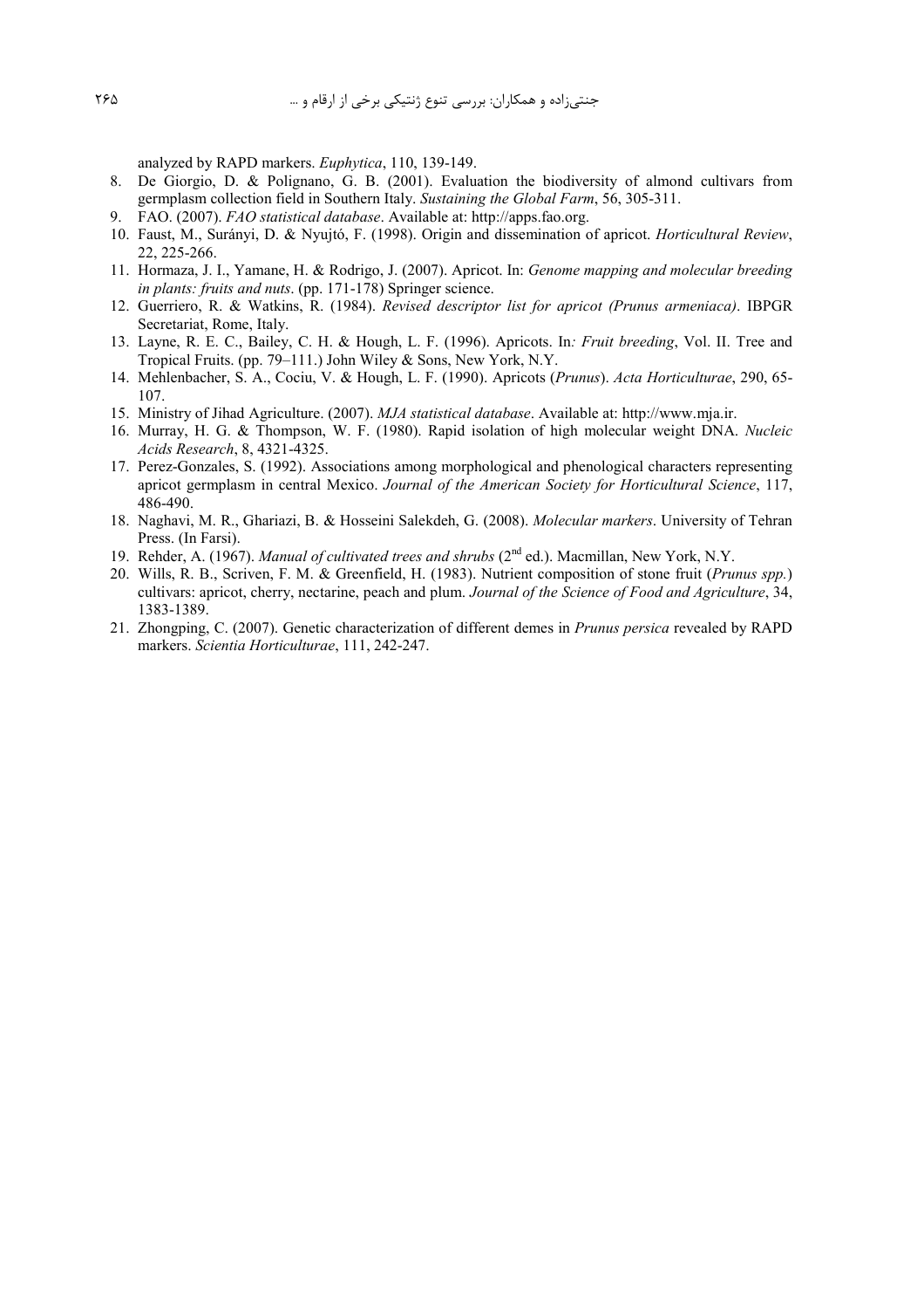analyzed by RAPD markers. *Euphytica*, 110, 139-149.

8. De Giorgio, D. & Polignano, G. B. (2001). Evaluation the biodiversity of almond cultivars from germplasm collection field in Southern Italy. *Sustaining the Global Farm*, 56, 305-311.
9. FAO. (2007). *FAO statistical database*. Available at: http://apps.fao.org.
10. Faust, M., Surányi, D. & Nyujtó, F. (1998). Origin and dissemination of apricot. *Horticultural Review*, 22, 225-266.
11. Hormaza, J. I., Yamane, H. & Rodrigo, J. (2007). Apricot. In: *Genome mapping and molecular breeding in plants: fruits and nuts*. (pp. 171-178) Springer science.
12. Guerriero, R. & Watkins, R. (1984). *Revised descriptor list for apricot (Prunus armeniaca)*. IBPGR Secretariat, Rome, Italy.
13. Layne, R. E. C., Bailey, C. H. & Hough, L. F. (1996). Apricots. In*: Fruit breeding*, Vol. II. Tree and Tropical Fruits. (pp. 79–111.) John Wiley & Sons, New York, N.Y.
14. Mehlenbacher, S. A., Cociu, V. & Hough, L. F. (1990). Apricots (*Prunus*). *Acta Horticulturae*, 290, 65-107.
15. Ministry of Jihad Agriculture. (2007). *MJA statistical database*. Available at: http://www.mja.ir.
16. Murray, H. G. & Thompson, W. F. (1980). Rapid isolation of high molecular weight DNA. *Nucleic Acids Research*, 8, 4321-4325.
17. Perez-Gonzales, S. (1992). Associations among morphological and phenological characters representing apricot germplasm in central Mexico. *Journal of the American Society for Horticultural Science*, 117, 486-490.
18. Naghavi, M. R., Ghariazi, B. & Hosseini Salekdeh, G. (2008). *Molecular markers*. University of Tehran Press. (In Farsi).
19. Rehder, A. (1967). *Manual of cultivated trees and shrubs* (2nd ed.). Macmillan, New York, N.Y.
20. Wills, R. B., Scriven, F. M. & Greenfield, H. (1983). Nutrient composition of stone fruit (*Prunus spp.*) cultivars: apricot, cherry, nectarine, peach and plum. *Journal of the Science of Food and Agriculture*, 34, 1383-1389.
21. Zhongping, C. (2007). Genetic characterization of different demes in *Prunus persica* revealed by RAPD markers. *Scientia Horticulturae*, 111, 242-247.